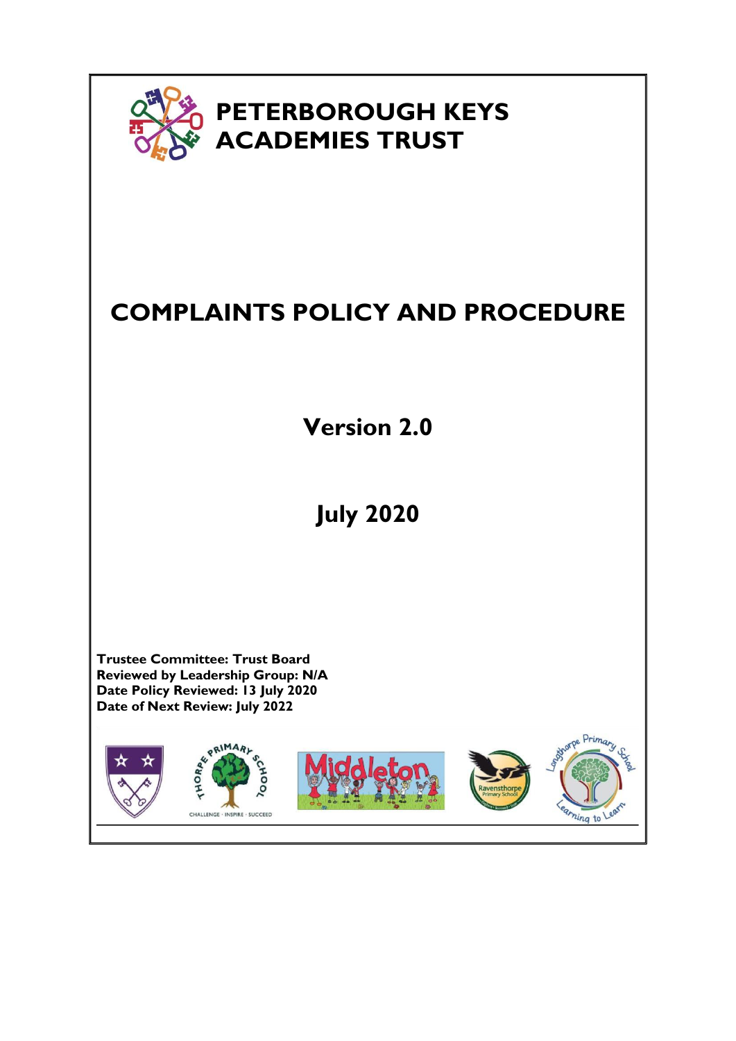# PETERBOROUGH KEYS ACADEMIES TRUST

# COMPLAINTS POLICY AND PROCEDURE

## Version 2.0

## July 2020

**Trustee Committee: Trust Board**
**Reviewed by Leadership Group: N/A**
**Date Policy Reviewed: 13 July 2020**
**Date of Next Review: July 2022**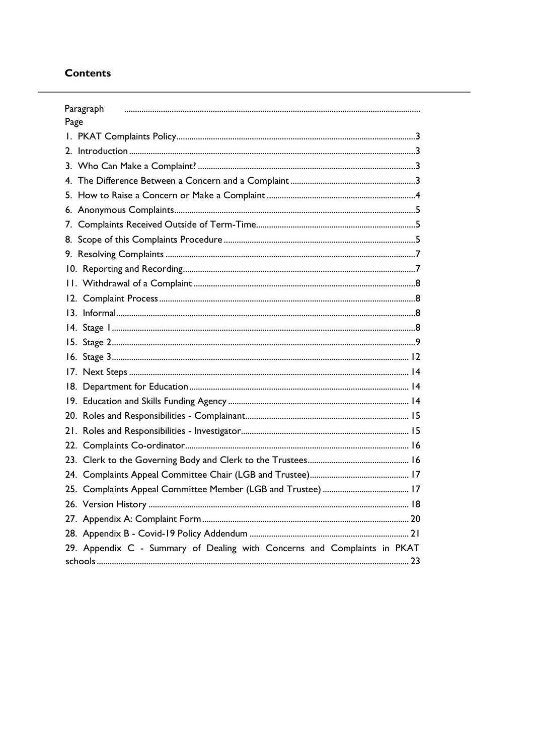## Contents

| Paragraph | Page |
|---|---|
| 1. PKAT Complaints Policy | 3 |
| 2. Introduction | 3 |
| 3. Who Can Make a Complaint? | 3 |
| 4. The Difference Between a Concern and a Complaint | 3 |
| 5. How to Raise a Concern or Make a Complaint | 4 |
| 6. Anonymous Complaints | 5 |
| 7. Complaints Received Outside of Term-Time | 5 |
| 8. Scope of this Complaints Procedure | 5 |
| 9. Resolving Complaints | 7 |
| 10. Reporting and Recording | 7 |
| 11. Withdrawal of a Complaint | 8 |
| 12. Complaint Process | 8 |
| 13. Informal | 8 |
| 14. Stage 1 | 8 |
| 15. Stage 2 | 9 |
| 16. Stage 3 | 12 |
| 17. Next Steps | 14 |
| 18. Department for Education | 14 |
| 19. Education and Skills Funding Agency | 14 |
| 20. Roles and Responsibilities - Complainant | 15 |
| 21. Roles and Responsibilities - Investigator | 15 |
| 22. Complaints Co-ordinator | 16 |
| 23. Clerk to the Governing Body and Clerk to the Trustees | 16 |
| 24. Complaints Appeal Committee Chair (LGB and Trustee) | 17 |
| 25. Complaints Appeal Committee Member (LGB and Trustee) | 17 |
| 26. Version History | 18 |
| 27. Appendix A: Complaint Form | 20 |
| 28. Appendix B - Covid-19 Policy Addendum | 21 |
| 29. Appendix C - Summary of Dealing with Concerns and Complaints in PKAT schools | 23 |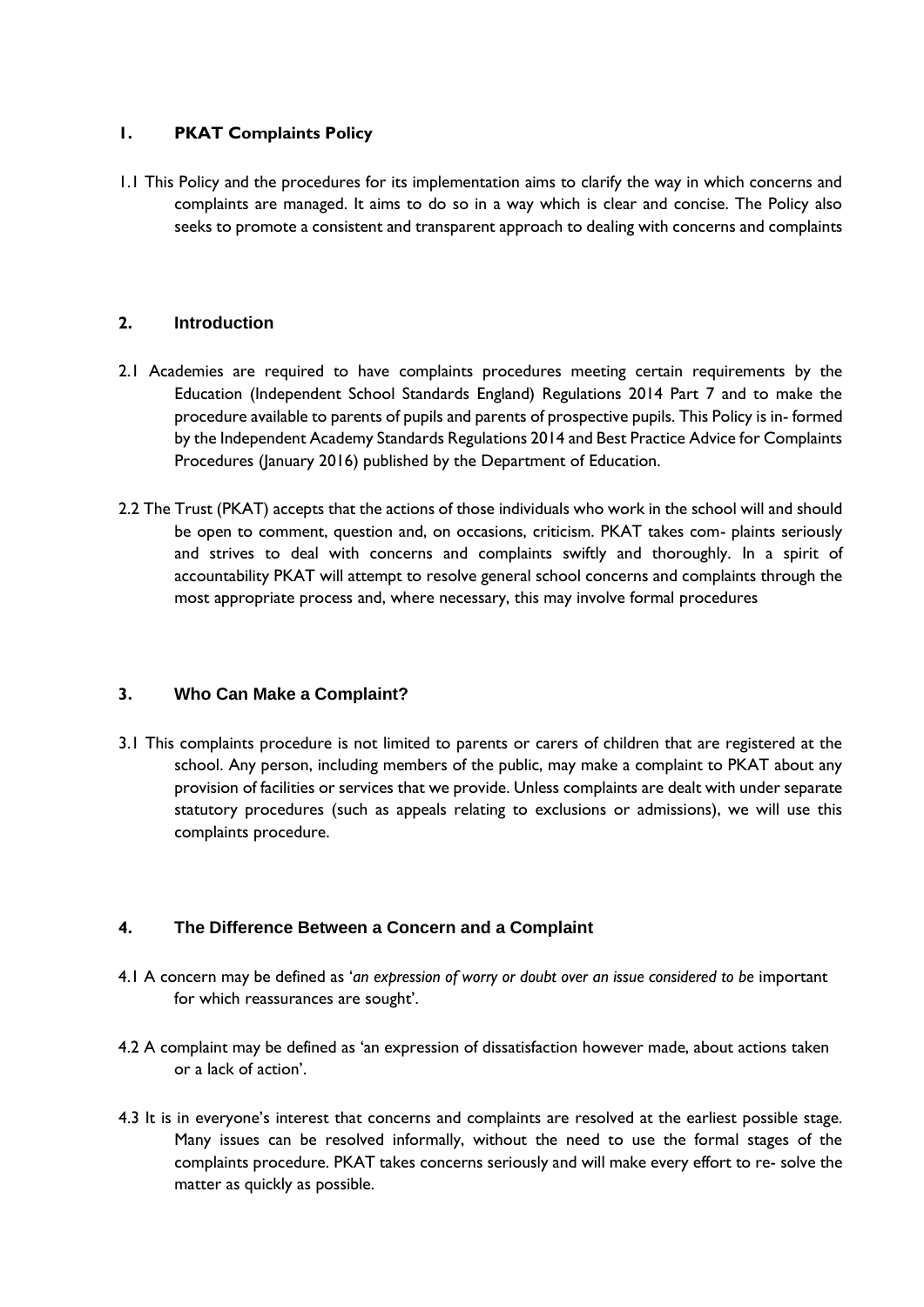## 1. PKAT Complaints Policy

1.1 This Policy and the procedures for its implementation aims to clarify the way in which concerns and complaints are managed. It aims to do so in a way which is clear and concise. The Policy also seeks to promote a consistent and transparent approach to dealing with concerns and complaints

## 2. Introduction

2.1 Academies are required to have complaints procedures meeting certain requirements by the Education (Independent School Standards England) Regulations 2014 Part 7 and to make the procedure available to parents of pupils and parents of prospective pupils. This Policy is in- formed by the Independent Academy Standards Regulations 2014 and Best Practice Advice for Complaints Procedures (January 2016) published by the Department of Education.

2.2 The Trust (PKAT) accepts that the actions of those individuals who work in the school will and should be open to comment, question and, on occasions, criticism. PKAT takes com- plaints seriously and strives to deal with concerns and complaints swiftly and thoroughly. In a spirit of accountability PKAT will attempt to resolve general school concerns and complaints through the most appropriate process and, where necessary, this may involve formal procedures

## 3. Who Can Make a Complaint?

3.1 This complaints procedure is not limited to parents or carers of children that are registered at the school. Any person, including members of the public, may make a complaint to PKAT about any provision of facilities or services that we provide. Unless complaints are dealt with under separate statutory procedures (such as appeals relating to exclusions or admissions), we will use this complaints procedure.

## 4. The Difference Between a Concern and a Complaint

4.1 A concern may be defined as '*an expression of worry or doubt over an issue considered to be* important for which reassurances are sought'.

4.2 A complaint may be defined as 'an expression of dissatisfaction however made, about actions taken or a lack of action'.

4.3 It is in everyone's interest that concerns and complaints are resolved at the earliest possible stage. Many issues can be resolved informally, without the need to use the formal stages of the complaints procedure. PKAT takes concerns seriously and will make every effort to re- solve the matter as quickly as possible.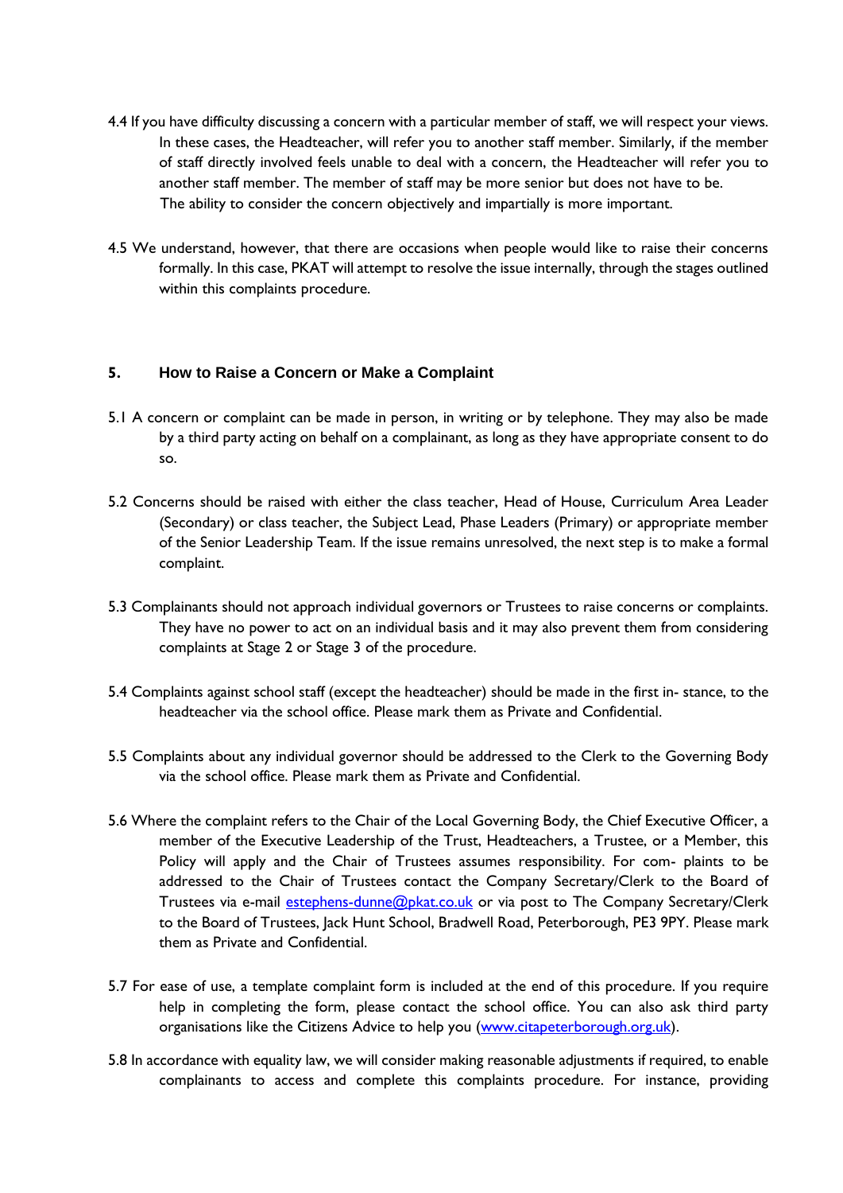4.4 If you have difficulty discussing a concern with a particular member of staff, we will respect your views. In these cases, the Headteacher, will refer you to another staff member. Similarly, if the member of staff directly involved feels unable to deal with a concern, the Headteacher will refer you to another staff member. The member of staff may be more senior but does not have to be. The ability to consider the concern objectively and impartially is more important.

4.5 We understand, however, that there are occasions when people would like to raise their concerns formally. In this case, PKAT will attempt to resolve the issue internally, through the stages outlined within this complaints procedure.

## 5. How to Raise a Concern or Make a Complaint

5.1 A concern or complaint can be made in person, in writing or by telephone. They may also be made by a third party acting on behalf on a complainant, as long as they have appropriate consent to do so.

5.2 Concerns should be raised with either the class teacher, Head of House, Curriculum Area Leader (Secondary) or class teacher, the Subject Lead, Phase Leaders (Primary) or appropriate member of the Senior Leadership Team. If the issue remains unresolved, the next step is to make a formal complaint.

5.3 Complainants should not approach individual governors or Trustees to raise concerns or complaints. They have no power to act on an individual basis and it may also prevent them from considering complaints at Stage 2 or Stage 3 of the procedure.

5.4 Complaints against school staff (except the headteacher) should be made in the first in- stance, to the headteacher via the school office. Please mark them as Private and Confidential.

5.5 Complaints about any individual governor should be addressed to the Clerk to the Governing Body via the school office. Please mark them as Private and Confidential.

5.6 Where the complaint refers to the Chair of the Local Governing Body, the Chief Executive Officer, a member of the Executive Leadership of the Trust, Headteachers, a Trustee, or a Member, this Policy will apply and the Chair of Trustees assumes responsibility. For com- plaints to be addressed to the Chair of Trustees contact the Company Secretary/Clerk to the Board of Trustees via e-mail estephens-dunne@pkat.co.uk or via post to The Company Secretary/Clerk to the Board of Trustees, Jack Hunt School, Bradwell Road, Peterborough, PE3 9PY. Please mark them as Private and Confidential.

5.7 For ease of use, a template complaint form is included at the end of this procedure. If you require help in completing the form, please contact the school office. You can also ask third party organisations like the Citizens Advice to help you (www.citapeterborough.org.uk).

5.8 In accordance with equality law, we will consider making reasonable adjustments if required, to enable complainants to access and complete this complaints procedure. For instance, providing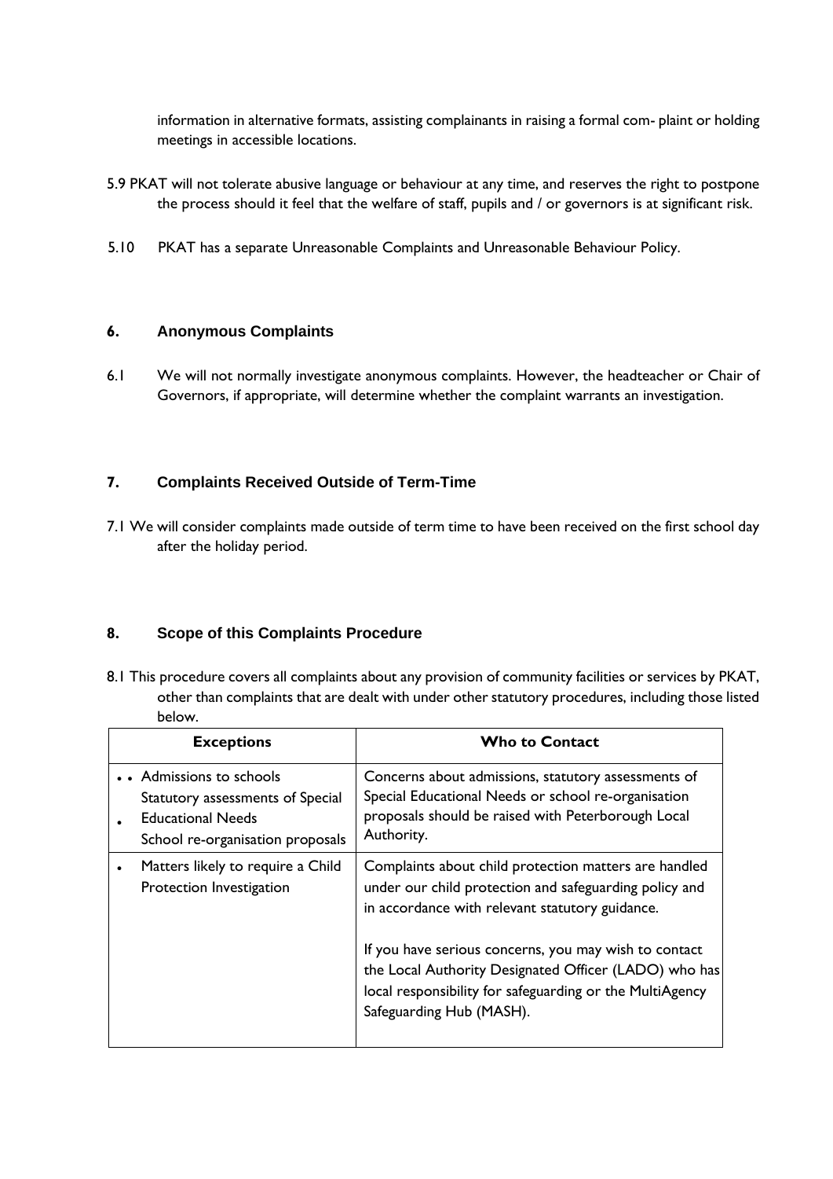information in alternative formats, assisting complainants in raising a formal com- plaint or holding meetings in accessible locations.

5.9 PKAT will not tolerate abusive language or behaviour at any time, and reserves the right to postpone the process should it feel that the welfare of staff, pupils and / or governors is at significant risk.

5.10 PKAT has a separate Unreasonable Complaints and Unreasonable Behaviour Policy.

## 6. Anonymous Complaints

6.1 We will not normally investigate anonymous complaints. However, the headteacher or Chair of Governors, if appropriate, will determine whether the complaint warrants an investigation.

## 7. Complaints Received Outside of Term-Time

7.1 We will consider complaints made outside of term time to have been received on the first school day after the holiday period.

## 8. Scope of this Complaints Procedure

8.1 This procedure covers all complaints about any provision of community facilities or services by PKAT, other than complaints that are dealt with under other statutory procedures, including those listed below.

| Exceptions | Who to Contact |
|---|---|
| • Admissions to schools<br>• Statutory assessments of Special Educational Needs<br>• School re-organisation proposals | Concerns about admissions, statutory assessments of Special Educational Needs or school re-organisation proposals should be raised with Peterborough Local Authority. |
| • Matters likely to require a Child Protection Investigation | Complaints about child protection matters are handled under our child protection and safeguarding policy and in accordance with relevant statutory guidance.<br><br>If you have serious concerns, you may wish to contact the Local Authority Designated Officer (LADO) who has local responsibility for safeguarding or the MultiAgency Safeguarding Hub (MASH). |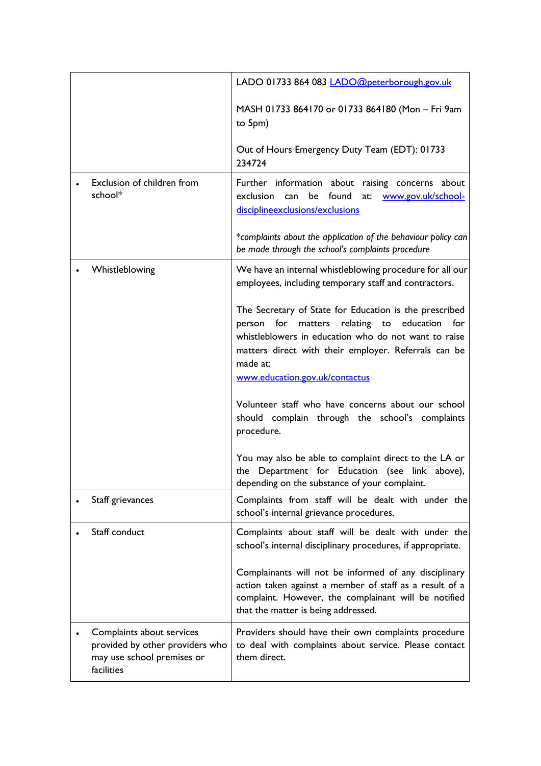| | |
|---|---|
| | LADO 01733 864 083 LADO@peterborough.gov.uk<br><br>MASH 01733 864170 or 01733 864180 (Mon – Fri 9am to 5pm)<br><br>Out of Hours Emergency Duty Team (EDT): 01733 234724 |
| • Exclusion of children from school* | Further information about raising concerns about exclusion can be found at: www.gov.uk/school-disciplineexclusions/exclusions<br><br>*\*complaints about the application of the behaviour policy can be made through the school's complaints procedure* |
| • Whistleblowing | We have an internal whistleblowing procedure for all our employees, including temporary staff and contractors.<br><br>The Secretary of State for Education is the prescribed person for matters relating to education for whistleblowers in education who do not want to raise matters direct with their employer. Referrals can be made at:<br>www.education.gov.uk/contactus<br><br>Volunteer staff who have concerns about our school should complain through the school's complaints procedure.<br><br>You may also be able to complaint direct to the LA or the Department for Education (see link above), depending on the substance of your complaint. |
| • Staff grievances | Complaints from staff will be dealt with under the school's internal grievance procedures. |
| • Staff conduct | Complaints about staff will be dealt with under the school's internal disciplinary procedures, if appropriate.<br><br>Complainants will not be informed of any disciplinary action taken against a member of staff as a result of a complaint. However, the complainant will be notified that the matter is being addressed. |
| • Complaints about services provided by other providers who may use school premises or facilities | Providers should have their own complaints procedure to deal with complaints about service. Please contact them direct. |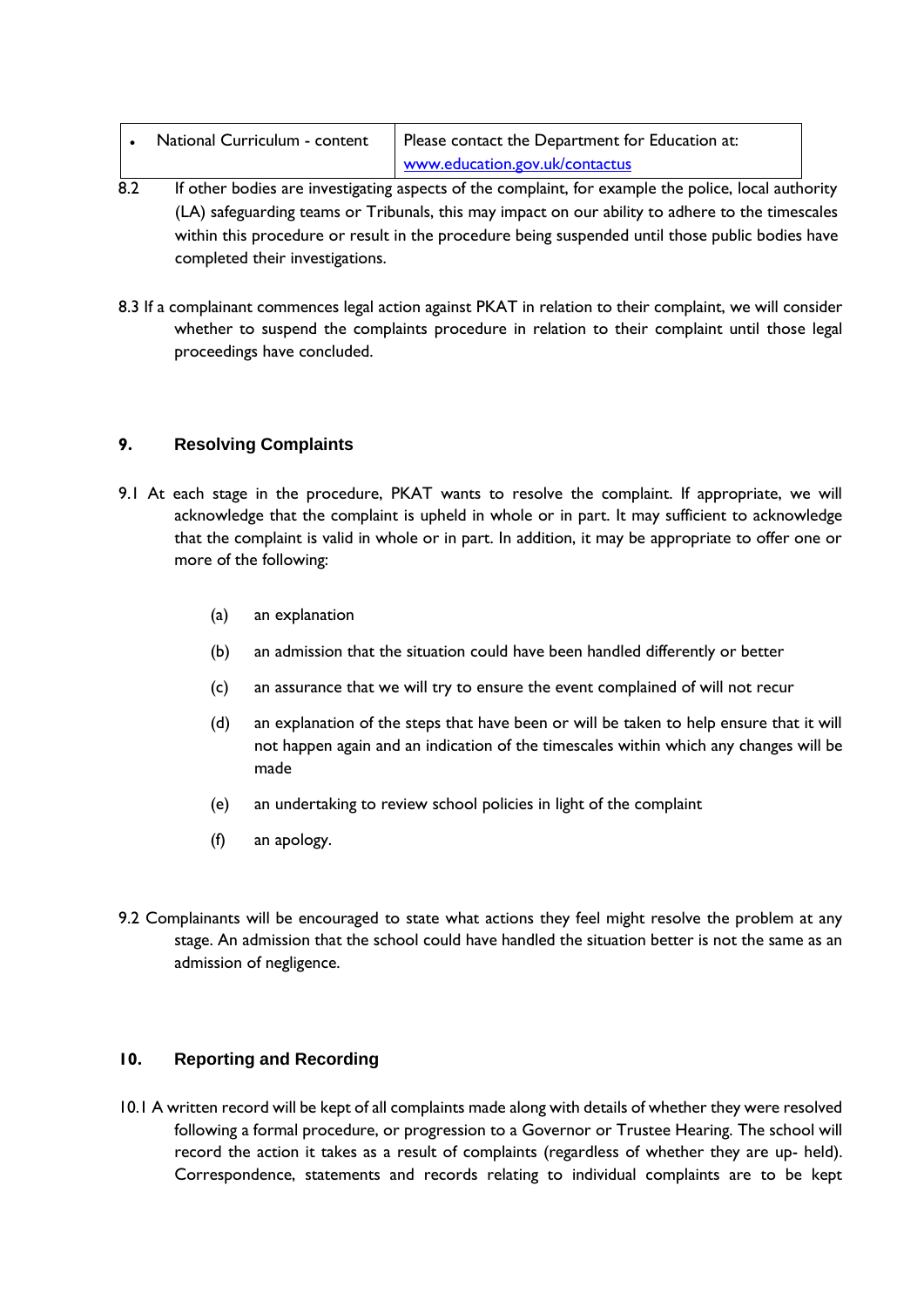| • National Curriculum - content | Please contact the Department for Education at: www.education.gov.uk/contactus |
|---|---|

8.2 If other bodies are investigating aspects of the complaint, for example the police, local authority (LA) safeguarding teams or Tribunals, this may impact on our ability to adhere to the timescales within this procedure or result in the procedure being suspended until those public bodies have completed their investigations.

8.3 If a complainant commences legal action against PKAT in relation to their complaint, we will consider whether to suspend the complaints procedure in relation to their complaint until those legal proceedings have concluded.

## 9. Resolving Complaints

9.1 At each stage in the procedure, PKAT wants to resolve the complaint. If appropriate, we will acknowledge that the complaint is upheld in whole or in part. It may sufficient to acknowledge that the complaint is valid in whole or in part. In addition, it may be appropriate to offer one or more of the following:

(a) an explanation

(b) an admission that the situation could have been handled differently or better

(c) an assurance that we will try to ensure the event complained of will not recur

(d) an explanation of the steps that have been or will be taken to help ensure that it will not happen again and an indication of the timescales within which any changes will be made

(e) an undertaking to review school policies in light of the complaint

(f) an apology.

9.2 Complainants will be encouraged to state what actions they feel might resolve the problem at any stage. An admission that the school could have handled the situation better is not the same as an admission of negligence.

## 10. Reporting and Recording

10.1 A written record will be kept of all complaints made along with details of whether they were resolved following a formal procedure, or progression to a Governor or Trustee Hearing. The school will record the action it takes as a result of complaints (regardless of whether they are up- held). Correspondence, statements and records relating to individual complaints are to be kept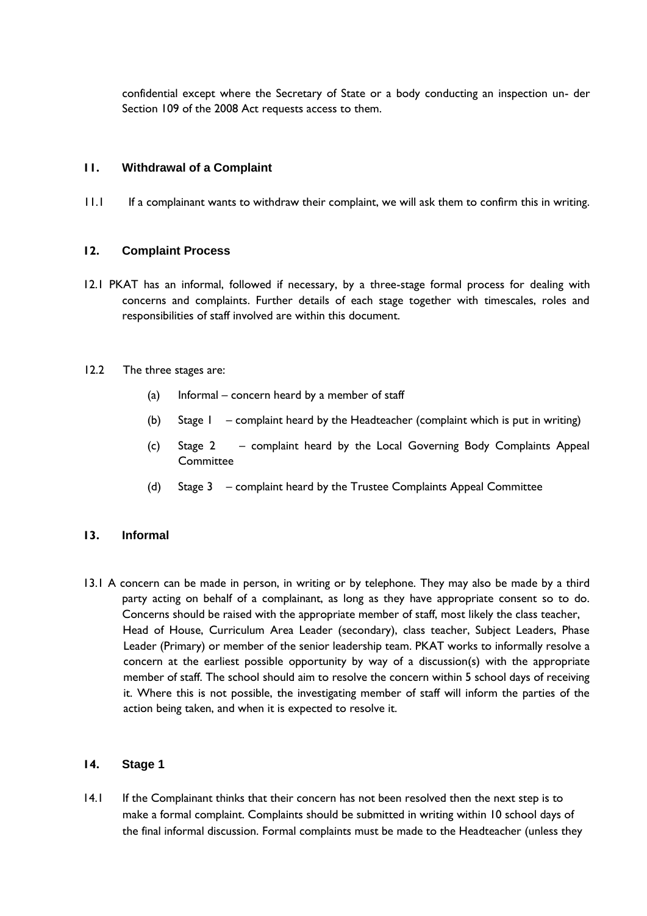confidential except where the Secretary of State or a body conducting an inspection un- der Section 109 of the 2008 Act requests access to them.

## 11. Withdrawal of a Complaint

11.1 If a complainant wants to withdraw their complaint, we will ask them to confirm this in writing.

## 12. Complaint Process

12.1 PKAT has an informal, followed if necessary, by a three-stage formal process for dealing with concerns and complaints. Further details of each stage together with timescales, roles and responsibilities of staff involved are within this document.

12.2 The three stages are:

(a) Informal – concern heard by a member of staff

(b) Stage 1 – complaint heard by the Headteacher (complaint which is put in writing)

(c) Stage 2 – complaint heard by the Local Governing Body Complaints Appeal Committee

(d) Stage 3 – complaint heard by the Trustee Complaints Appeal Committee

## 13. Informal

13.1 A concern can be made in person, in writing or by telephone. They may also be made by a third party acting on behalf of a complainant, as long as they have appropriate consent so to do. Concerns should be raised with the appropriate member of staff, most likely the class teacher, Head of House, Curriculum Area Leader (secondary), class teacher, Subject Leaders, Phase Leader (Primary) or member of the senior leadership team. PKAT works to informally resolve a concern at the earliest possible opportunity by way of a discussion(s) with the appropriate member of staff. The school should aim to resolve the concern within 5 school days of receiving it. Where this is not possible, the investigating member of staff will inform the parties of the action being taken, and when it is expected to resolve it.

## 14. Stage 1

14.1 If the Complainant thinks that their concern has not been resolved then the next step is to make a formal complaint. Complaints should be submitted in writing within 10 school days of the final informal discussion. Formal complaints must be made to the Headteacher (unless they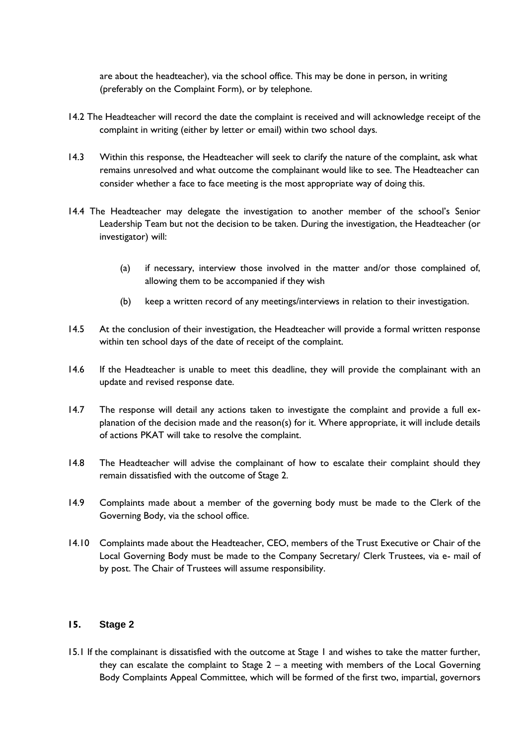are about the headteacher), via the school office. This may be done in person, in writing (preferably on the Complaint Form), or by telephone.

14.2 The Headteacher will record the date the complaint is received and will acknowledge receipt of the complaint in writing (either by letter or email) within two school days.

14.3 Within this response, the Headteacher will seek to clarify the nature of the complaint, ask what remains unresolved and what outcome the complainant would like to see. The Headteacher can consider whether a face to face meeting is the most appropriate way of doing this.

14.4 The Headteacher may delegate the investigation to another member of the school's Senior Leadership Team but not the decision to be taken. During the investigation, the Headteacher (or investigator) will:

(a) if necessary, interview those involved in the matter and/or those complained of, allowing them to be accompanied if they wish

(b) keep a written record of any meetings/interviews in relation to their investigation.

14.5 At the conclusion of their investigation, the Headteacher will provide a formal written response within ten school days of the date of receipt of the complaint.

14.6 If the Headteacher is unable to meet this deadline, they will provide the complainant with an update and revised response date.

14.7 The response will detail any actions taken to investigate the complaint and provide a full explanation of the decision made and the reason(s) for it. Where appropriate, it will include details of actions PKAT will take to resolve the complaint.

14.8 The Headteacher will advise the complainant of how to escalate their complaint should they remain dissatisfied with the outcome of Stage 2.

14.9 Complaints made about a member of the governing body must be made to the Clerk of the Governing Body, via the school office.

14.10 Complaints made about the Headteacher, CEO, members of the Trust Executive or Chair of the Local Governing Body must be made to the Company Secretary/ Clerk Trustees, via e- mail of by post. The Chair of Trustees will assume responsibility.

## 15. Stage 2

15.1 If the complainant is dissatisfied with the outcome at Stage 1 and wishes to take the matter further, they can escalate the complaint to Stage 2 – a meeting with members of the Local Governing Body Complaints Appeal Committee, which will be formed of the first two, impartial, governors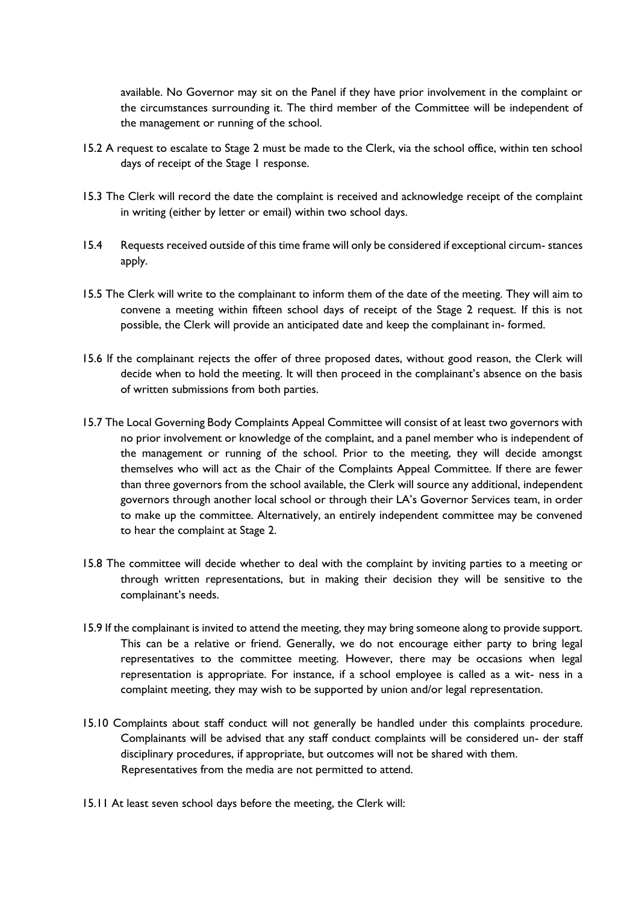available. No Governor may sit on the Panel if they have prior involvement in the complaint or the circumstances surrounding it. The third member of the Committee will be independent of the management or running of the school.

15.2 A request to escalate to Stage 2 must be made to the Clerk, via the school office, within ten school days of receipt of the Stage 1 response.

15.3 The Clerk will record the date the complaint is received and acknowledge receipt of the complaint in writing (either by letter or email) within two school days.

15.4 Requests received outside of this time frame will only be considered if exceptional circum- stances apply.

15.5 The Clerk will write to the complainant to inform them of the date of the meeting. They will aim to convene a meeting within fifteen school days of receipt of the Stage 2 request. If this is not possible, the Clerk will provide an anticipated date and keep the complainant in- formed.

15.6 If the complainant rejects the offer of three proposed dates, without good reason, the Clerk will decide when to hold the meeting. It will then proceed in the complainant's absence on the basis of written submissions from both parties.

15.7 The Local Governing Body Complaints Appeal Committee will consist of at least two governors with no prior involvement or knowledge of the complaint, and a panel member who is independent of the management or running of the school. Prior to the meeting, they will decide amongst themselves who will act as the Chair of the Complaints Appeal Committee. If there are fewer than three governors from the school available, the Clerk will source any additional, independent governors through another local school or through their LA's Governor Services team, in order to make up the committee. Alternatively, an entirely independent committee may be convened to hear the complaint at Stage 2.

15.8 The committee will decide whether to deal with the complaint by inviting parties to a meeting or through written representations, but in making their decision they will be sensitive to the complainant's needs.

15.9 If the complainant is invited to attend the meeting, they may bring someone along to provide support. This can be a relative or friend. Generally, we do not encourage either party to bring legal representatives to the committee meeting. However, there may be occasions when legal representation is appropriate. For instance, if a school employee is called as a wit- ness in a complaint meeting, they may wish to be supported by union and/or legal representation.

15.10 Complaints about staff conduct will not generally be handled under this complaints procedure. Complainants will be advised that any staff conduct complaints will be considered un- der staff disciplinary procedures, if appropriate, but outcomes will not be shared with them. Representatives from the media are not permitted to attend.

15.11 At least seven school days before the meeting, the Clerk will: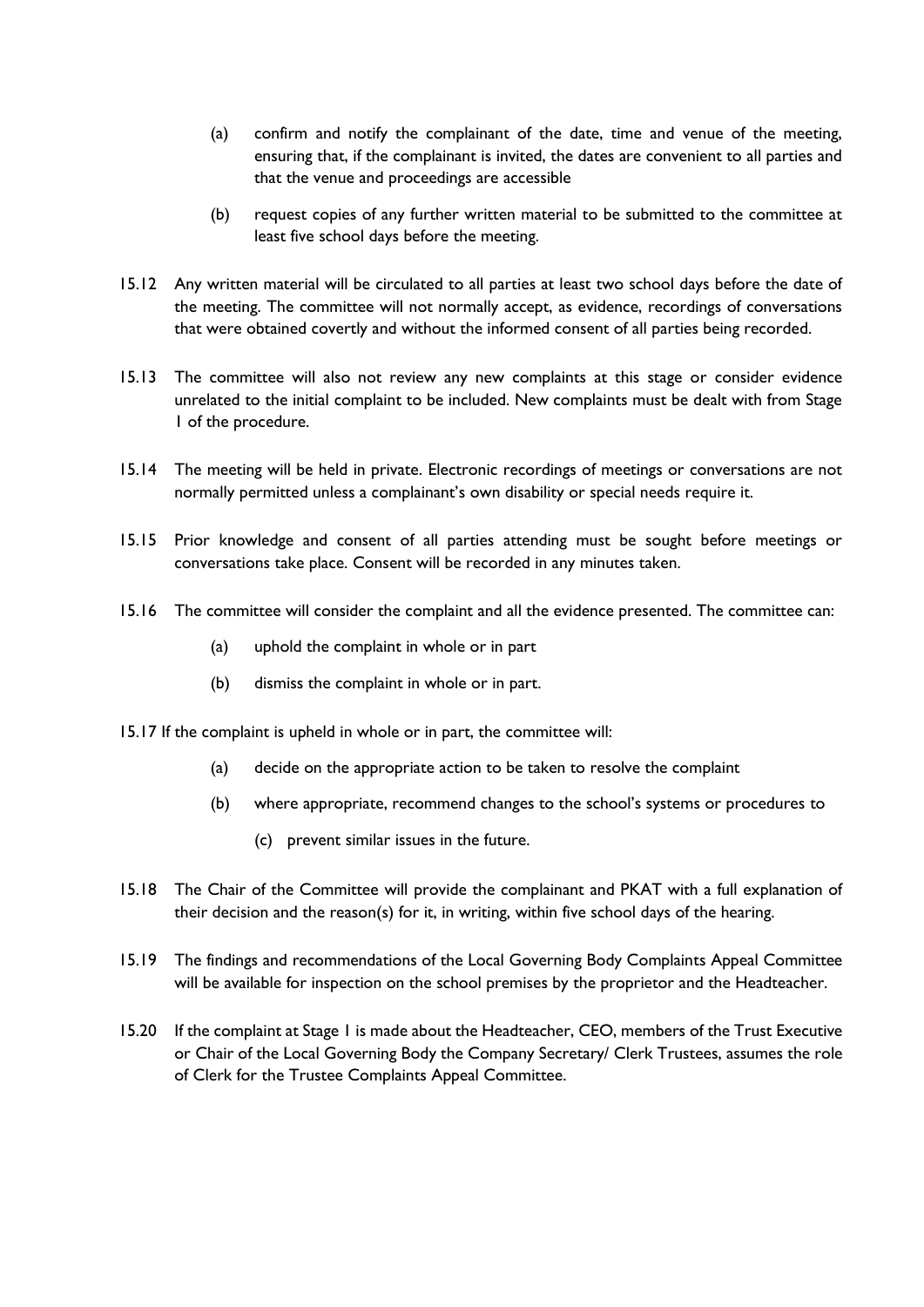(a) confirm and notify the complainant of the date, time and venue of the meeting, ensuring that, if the complainant is invited, the dates are convenient to all parties and that the venue and proceedings are accessible

(b) request copies of any further written material to be submitted to the committee at least five school days before the meeting.

15.12 Any written material will be circulated to all parties at least two school days before the date of the meeting. The committee will not normally accept, as evidence, recordings of conversations that were obtained covertly and without the informed consent of all parties being recorded.

15.13 The committee will also not review any new complaints at this stage or consider evidence unrelated to the initial complaint to be included. New complaints must be dealt with from Stage 1 of the procedure.

15.14 The meeting will be held in private. Electronic recordings of meetings or conversations are not normally permitted unless a complainant's own disability or special needs require it.

15.15 Prior knowledge and consent of all parties attending must be sought before meetings or conversations take place. Consent will be recorded in any minutes taken.

15.16 The committee will consider the complaint and all the evidence presented. The committee can:

(a) uphold the complaint in whole or in part

(b) dismiss the complaint in whole or in part.

15.17 If the complaint is upheld in whole or in part, the committee will:

(a) decide on the appropriate action to be taken to resolve the complaint

(b) where appropriate, recommend changes to the school's systems or procedures to

(c) prevent similar issues in the future.

15.18 The Chair of the Committee will provide the complainant and PKAT with a full explanation of their decision and the reason(s) for it, in writing, within five school days of the hearing.

15.19 The findings and recommendations of the Local Governing Body Complaints Appeal Committee will be available for inspection on the school premises by the proprietor and the Headteacher.

15.20 If the complaint at Stage 1 is made about the Headteacher, CEO, members of the Trust Executive or Chair of the Local Governing Body the Company Secretary/ Clerk Trustees, assumes the role of Clerk for the Trustee Complaints Appeal Committee.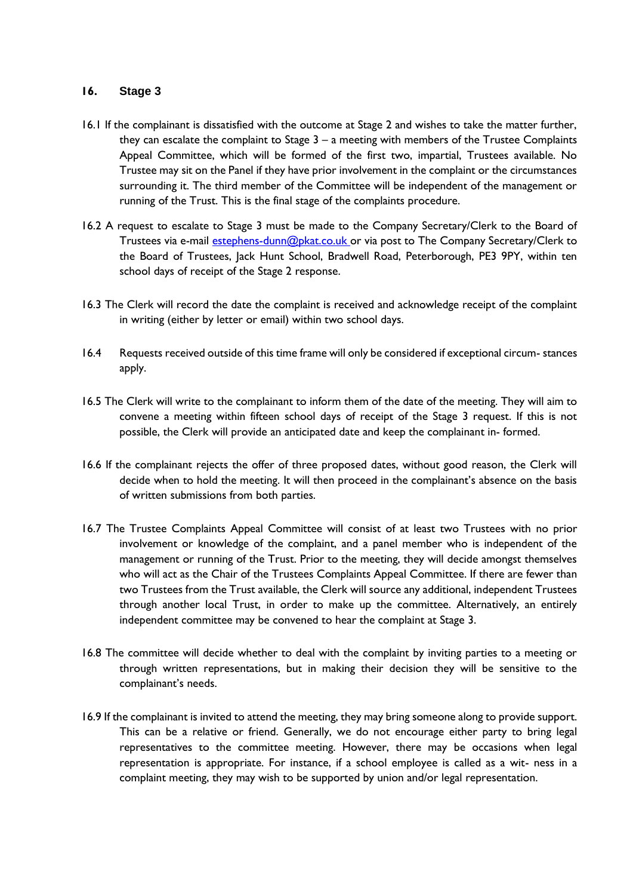## 16. Stage 3

16.1 If the complainant is dissatisfied with the outcome at Stage 2 and wishes to take the matter further, they can escalate the complaint to Stage 3 – a meeting with members of the Trustee Complaints Appeal Committee, which will be formed of the first two, impartial, Trustees available. No Trustee may sit on the Panel if they have prior involvement in the complaint or the circumstances surrounding it. The third member of the Committee will be independent of the management or running of the Trust. This is the final stage of the complaints procedure.

16.2 A request to escalate to Stage 3 must be made to the Company Secretary/Clerk to the Board of Trustees via e-mail estephens-dunn@pkat.co.uk or via post to The Company Secretary/Clerk to the Board of Trustees, Jack Hunt School, Bradwell Road, Peterborough, PE3 9PY, within ten school days of receipt of the Stage 2 response.

16.3 The Clerk will record the date the complaint is received and acknowledge receipt of the complaint in writing (either by letter or email) within two school days.

16.4 Requests received outside of this time frame will only be considered if exceptional circum- stances apply.

16.5 The Clerk will write to the complainant to inform them of the date of the meeting. They will aim to convene a meeting within fifteen school days of receipt of the Stage 3 request. If this is not possible, the Clerk will provide an anticipated date and keep the complainant in- formed.

16.6 If the complainant rejects the offer of three proposed dates, without good reason, the Clerk will decide when to hold the meeting. It will then proceed in the complainant's absence on the basis of written submissions from both parties.

16.7 The Trustee Complaints Appeal Committee will consist of at least two Trustees with no prior involvement or knowledge of the complaint, and a panel member who is independent of the management or running of the Trust. Prior to the meeting, they will decide amongst themselves who will act as the Chair of the Trustees Complaints Appeal Committee. If there are fewer than two Trustees from the Trust available, the Clerk will source any additional, independent Trustees through another local Trust, in order to make up the committee. Alternatively, an entirely independent committee may be convened to hear the complaint at Stage 3.

16.8 The committee will decide whether to deal with the complaint by inviting parties to a meeting or through written representations, but in making their decision they will be sensitive to the complainant's needs.

16.9 If the complainant is invited to attend the meeting, they may bring someone along to provide support. This can be a relative or friend. Generally, we do not encourage either party to bring legal representatives to the committee meeting. However, there may be occasions when legal representation is appropriate. For instance, if a school employee is called as a wit- ness in a complaint meeting, they may wish to be supported by union and/or legal representation.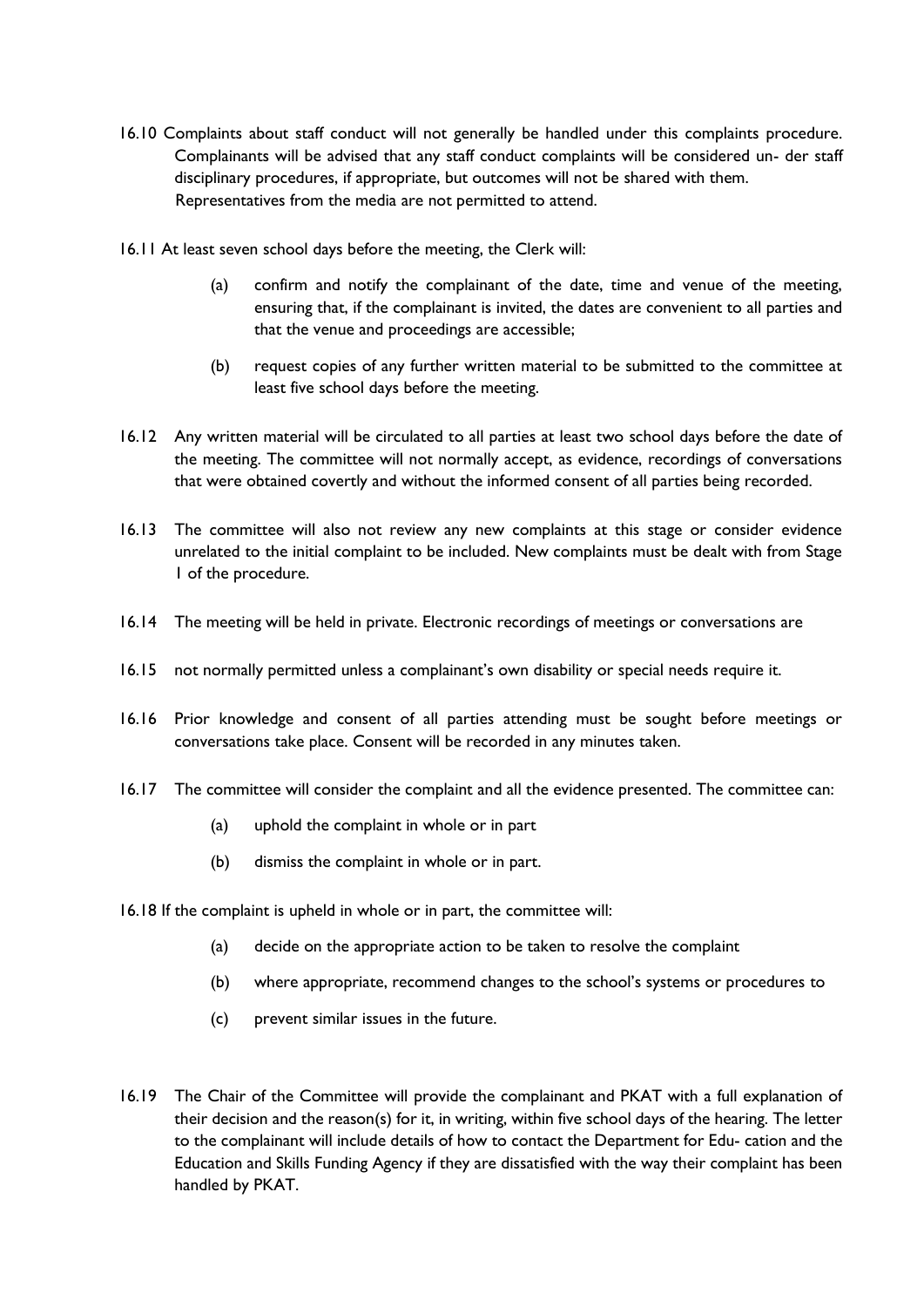16.10 Complaints about staff conduct will not generally be handled under this complaints procedure. Complainants will be advised that any staff conduct complaints will be considered un- der staff disciplinary procedures, if appropriate, but outcomes will not be shared with them. Representatives from the media are not permitted to attend.

16.11 At least seven school days before the meeting, the Clerk will:

(a) confirm and notify the complainant of the date, time and venue of the meeting, ensuring that, if the complainant is invited, the dates are convenient to all parties and that the venue and proceedings are accessible;

(b) request copies of any further written material to be submitted to the committee at least five school days before the meeting.

16.12 Any written material will be circulated to all parties at least two school days before the date of the meeting. The committee will not normally accept, as evidence, recordings of conversations that were obtained covertly and without the informed consent of all parties being recorded.

16.13 The committee will also not review any new complaints at this stage or consider evidence unrelated to the initial complaint to be included. New complaints must be dealt with from Stage 1 of the procedure.

16.14 The meeting will be held in private. Electronic recordings of meetings or conversations are

16.15 not normally permitted unless a complainant's own disability or special needs require it.

16.16 Prior knowledge and consent of all parties attending must be sought before meetings or conversations take place. Consent will be recorded in any minutes taken.

16.17 The committee will consider the complaint and all the evidence presented. The committee can:

(a) uphold the complaint in whole or in part

(b) dismiss the complaint in whole or in part.

16.18 If the complaint is upheld in whole or in part, the committee will:

(a) decide on the appropriate action to be taken to resolve the complaint

(b) where appropriate, recommend changes to the school's systems or procedures to

(c) prevent similar issues in the future.

16.19 The Chair of the Committee will provide the complainant and PKAT with a full explanation of their decision and the reason(s) for it, in writing, within five school days of the hearing. The letter to the complainant will include details of how to contact the Department for Edu- cation and the Education and Skills Funding Agency if they are dissatisfied with the way their complaint has been handled by PKAT.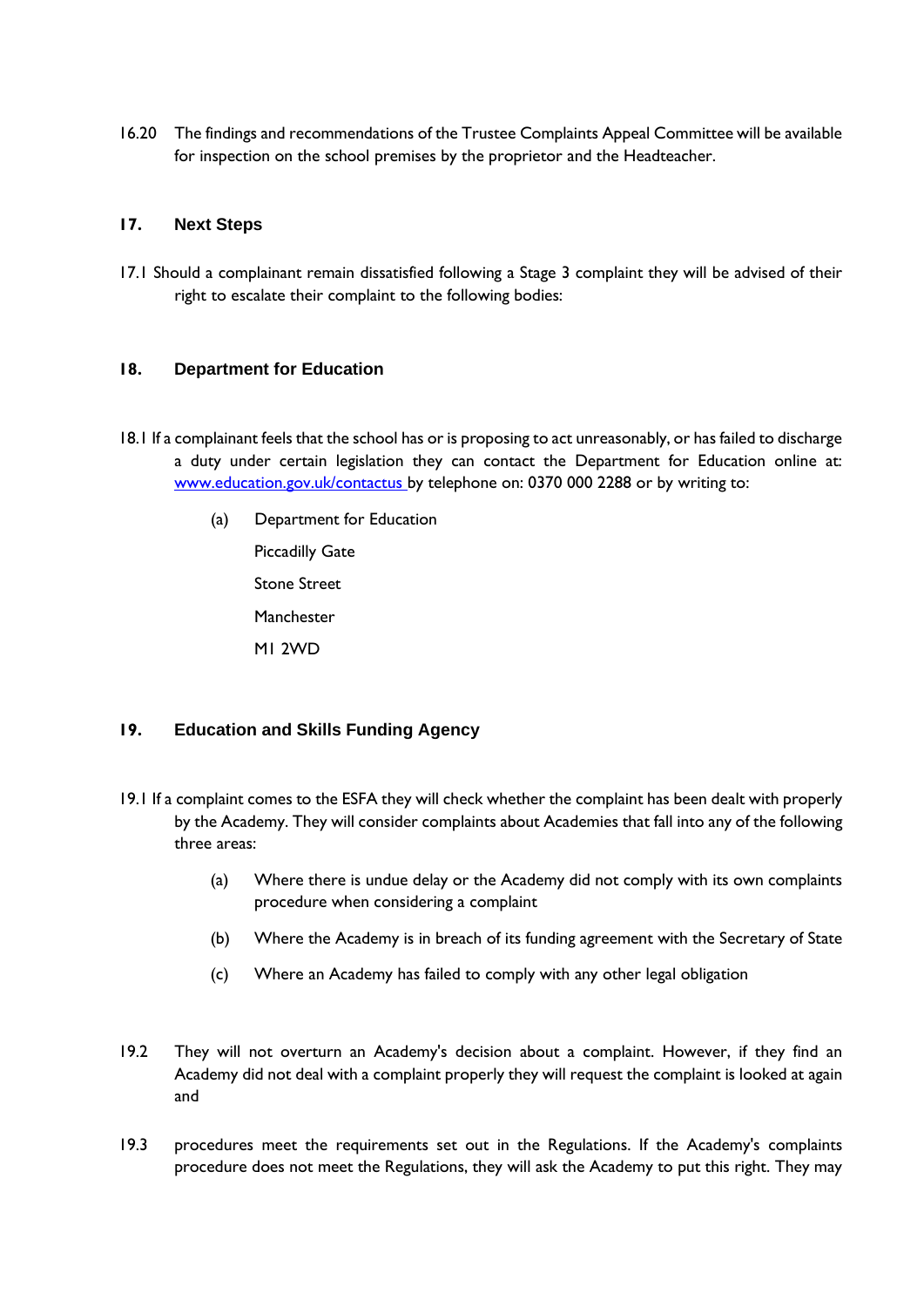16.20 The findings and recommendations of the Trustee Complaints Appeal Committee will be available for inspection on the school premises by the proprietor and the Headteacher.

## 17. Next Steps

17.1 Should a complainant remain dissatisfied following a Stage 3 complaint they will be advised of their right to escalate their complaint to the following bodies:

## 18. Department for Education

18.1 If a complainant feels that the school has or is proposing to act unreasonably, or has failed to discharge a duty under certain legislation they can contact the Department for Education online at: [www.education.gov.uk/contactus](http://www.education.gov.uk/contactus) by telephone on: 0370 000 2288 or by writing to:

(a) Department for Education
Piccadilly Gate
Stone Street
Manchester
M1 2WD

## 19. Education and Skills Funding Agency

19.1 If a complaint comes to the ESFA they will check whether the complaint has been dealt with properly by the Academy. They will consider complaints about Academies that fall into any of the following three areas:

(a) Where there is undue delay or the Academy did not comply with its own complaints procedure when considering a complaint

(b) Where the Academy is in breach of its funding agreement with the Secretary of State

(c) Where an Academy has failed to comply with any other legal obligation

19.2 They will not overturn an Academy's decision about a complaint. However, if they find an Academy did not deal with a complaint properly they will request the complaint is looked at again and

19.3 procedures meet the requirements set out in the Regulations. If the Academy's complaints procedure does not meet the Regulations, they will ask the Academy to put this right. They may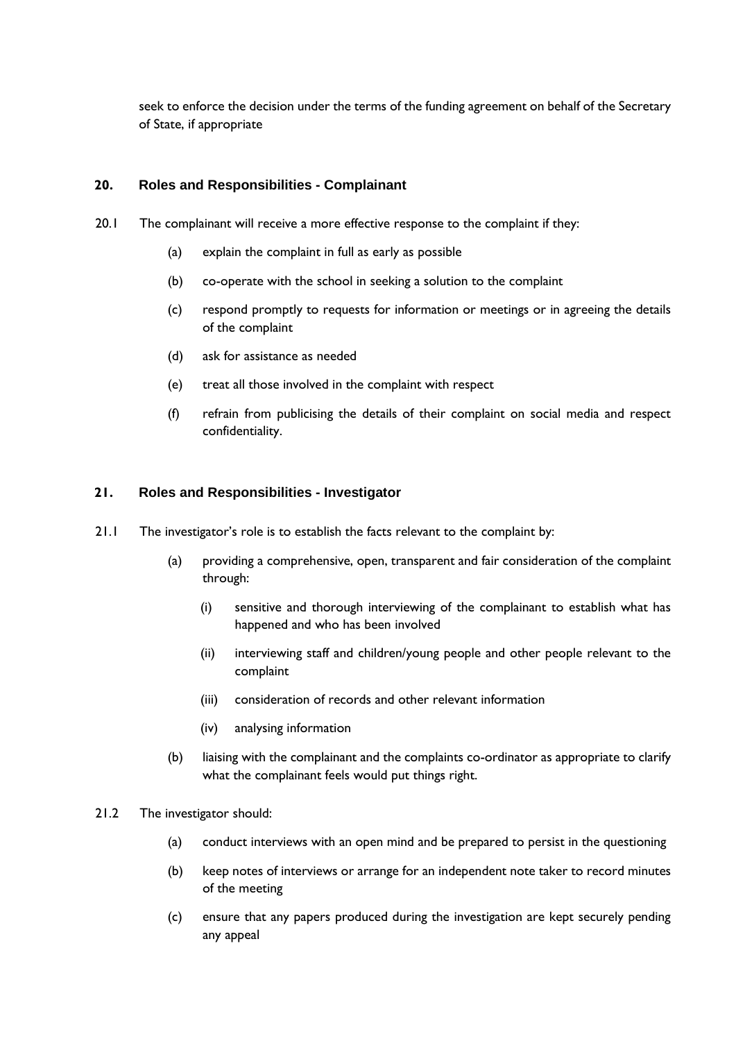seek to enforce the decision under the terms of the funding agreement on behalf of the Secretary of State, if appropriate

## 20. Roles and Responsibilities - Complainant

20.1 The complainant will receive a more effective response to the complaint if they:

(a) explain the complaint in full as early as possible

(b) co-operate with the school in seeking a solution to the complaint

(c) respond promptly to requests for information or meetings or in agreeing the details of the complaint

(d) ask for assistance as needed

(e) treat all those involved in the complaint with respect

(f) refrain from publicising the details of their complaint on social media and respect confidentiality.

## 21. Roles and Responsibilities - Investigator

21.1 The investigator's role is to establish the facts relevant to the complaint by:

(a) providing a comprehensive, open, transparent and fair consideration of the complaint through:

(i) sensitive and thorough interviewing of the complainant to establish what has happened and who has been involved

(ii) interviewing staff and children/young people and other people relevant to the complaint

(iii) consideration of records and other relevant information

(iv) analysing information

(b) liaising with the complainant and the complaints co-ordinator as appropriate to clarify what the complainant feels would put things right.

21.2 The investigator should:

(a) conduct interviews with an open mind and be prepared to persist in the questioning

(b) keep notes of interviews or arrange for an independent note taker to record minutes of the meeting

(c) ensure that any papers produced during the investigation are kept securely pending any appeal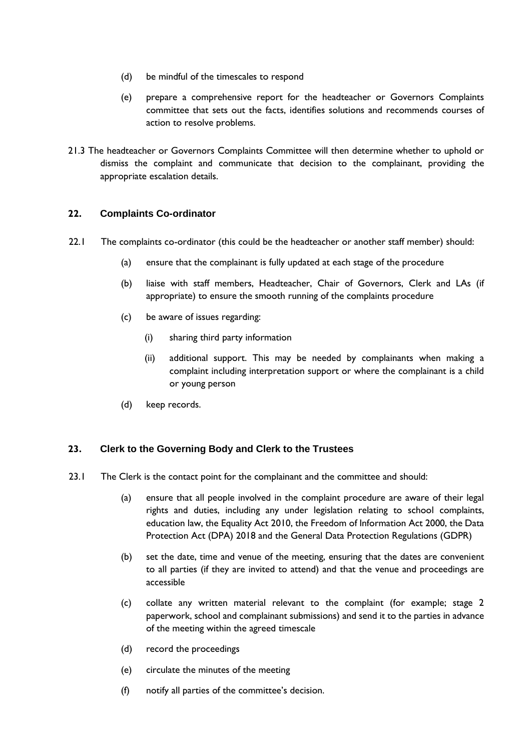(d) be mindful of the timescales to respond

(e) prepare a comprehensive report for the headteacher or Governors Complaints committee that sets out the facts, identifies solutions and recommends courses of action to resolve problems.

21.3 The headteacher or Governors Complaints Committee will then determine whether to uphold or dismiss the complaint and communicate that decision to the complainant, providing the appropriate escalation details.

## 22. Complaints Co-ordinator

22.1 The complaints co-ordinator (this could be the headteacher or another staff member) should:

(a) ensure that the complainant is fully updated at each stage of the procedure

(b) liaise with staff members, Headteacher, Chair of Governors, Clerk and LAs (if appropriate) to ensure the smooth running of the complaints procedure

(c) be aware of issues regarding:

(i) sharing third party information

(ii) additional support. This may be needed by complainants when making a complaint including interpretation support or where the complainant is a child or young person

(d) keep records.

## 23. Clerk to the Governing Body and Clerk to the Trustees

23.1 The Clerk is the contact point for the complainant and the committee and should:

(a) ensure that all people involved in the complaint procedure are aware of their legal rights and duties, including any under legislation relating to school complaints, education law, the Equality Act 2010, the Freedom of Information Act 2000, the Data Protection Act (DPA) 2018 and the General Data Protection Regulations (GDPR)

(b) set the date, time and venue of the meeting, ensuring that the dates are convenient to all parties (if they are invited to attend) and that the venue and proceedings are accessible

(c) collate any written material relevant to the complaint (for example; stage 2 paperwork, school and complainant submissions) and send it to the parties in advance of the meeting within the agreed timescale

(d) record the proceedings

(e) circulate the minutes of the meeting

(f) notify all parties of the committee's decision.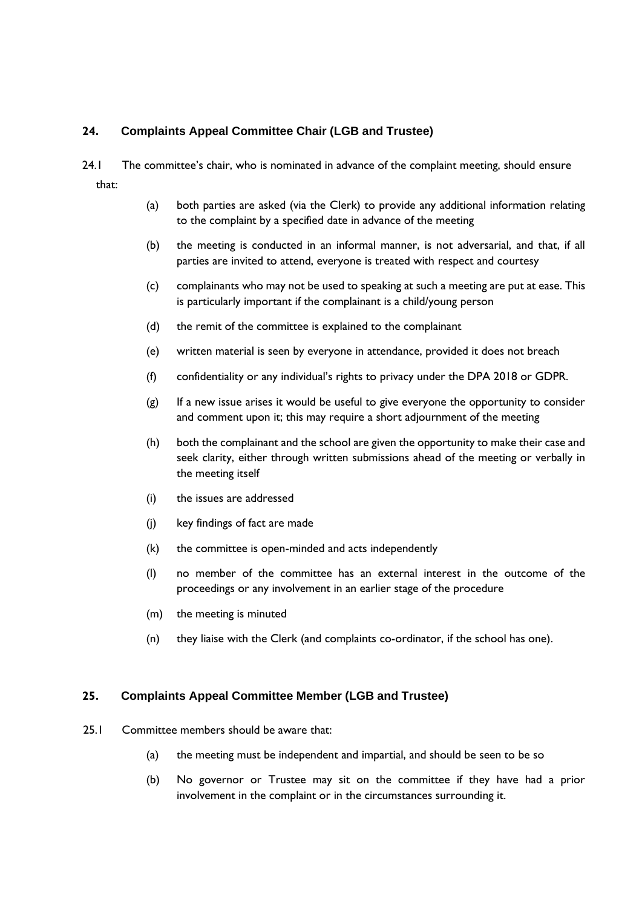## 24. Complaints Appeal Committee Chair (LGB and Trustee)

24.1 The committee's chair, who is nominated in advance of the complaint meeting, should ensure that:

(a) both parties are asked (via the Clerk) to provide any additional information relating to the complaint by a specified date in advance of the meeting

(b) the meeting is conducted in an informal manner, is not adversarial, and that, if all parties are invited to attend, everyone is treated with respect and courtesy

(c) complainants who may not be used to speaking at such a meeting are put at ease. This is particularly important if the complainant is a child/young person

(d) the remit of the committee is explained to the complainant

(e) written material is seen by everyone in attendance, provided it does not breach

(f) confidentiality or any individual's rights to privacy under the DPA 2018 or GDPR.

(g) If a new issue arises it would be useful to give everyone the opportunity to consider and comment upon it; this may require a short adjournment of the meeting

(h) both the complainant and the school are given the opportunity to make their case and seek clarity, either through written submissions ahead of the meeting or verbally in the meeting itself

(i) the issues are addressed

(j) key findings of fact are made

(k) the committee is open-minded and acts independently

(l) no member of the committee has an external interest in the outcome of the proceedings or any involvement in an earlier stage of the procedure

(m) the meeting is minuted

(n) they liaise with the Clerk (and complaints co-ordinator, if the school has one).

## 25. Complaints Appeal Committee Member (LGB and Trustee)

25.1 Committee members should be aware that:

(a) the meeting must be independent and impartial, and should be seen to be so

(b) No governor or Trustee may sit on the committee if they have had a prior involvement in the complaint or in the circumstances surrounding it.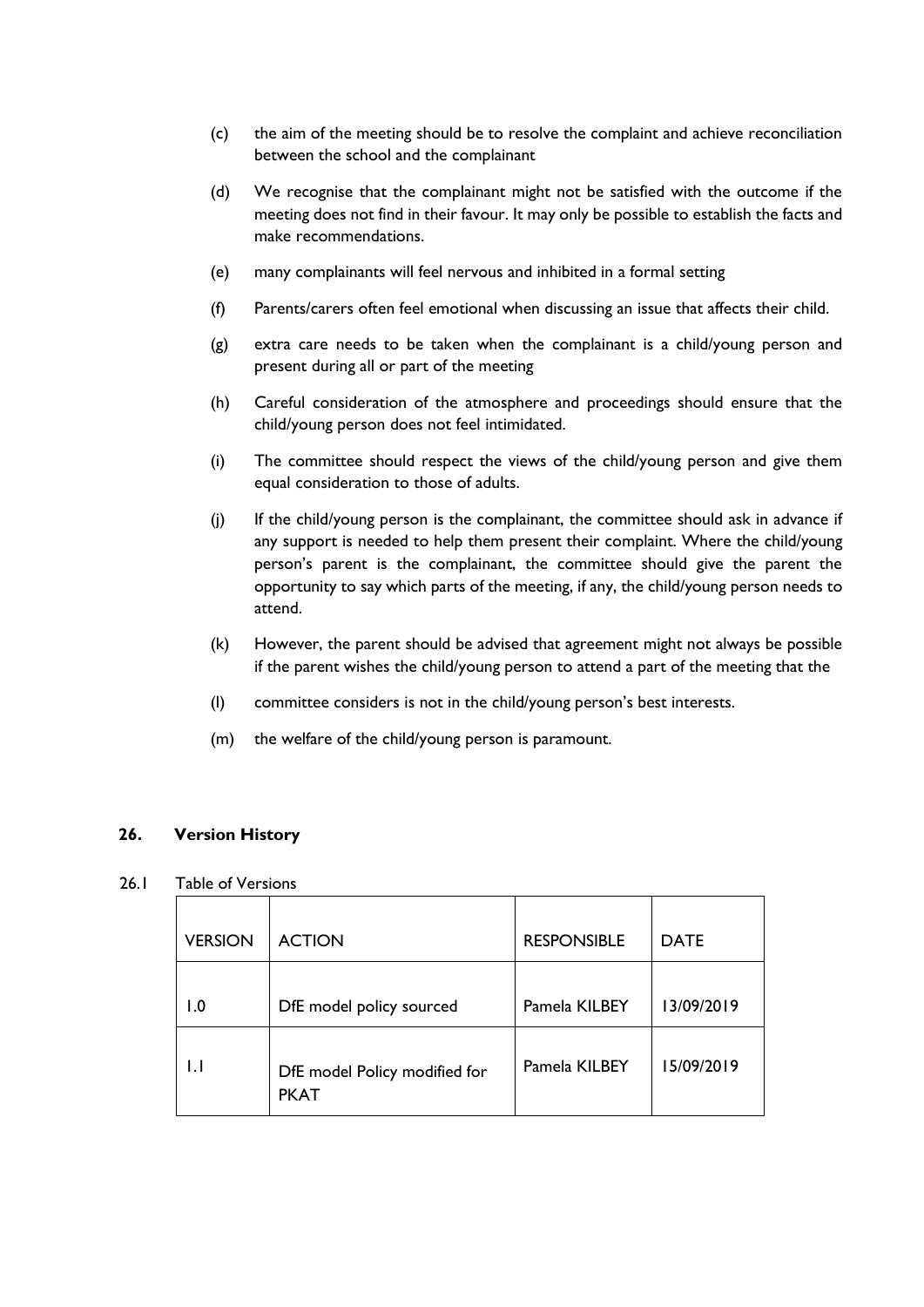(c) the aim of the meeting should be to resolve the complaint and achieve reconciliation between the school and the complainant

(d) We recognise that the complainant might not be satisfied with the outcome if the meeting does not find in their favour. It may only be possible to establish the facts and make recommendations.

(e) many complainants will feel nervous and inhibited in a formal setting

(f) Parents/carers often feel emotional when discussing an issue that affects their child.

(g) extra care needs to be taken when the complainant is a child/young person and present during all or part of the meeting

(h) Careful consideration of the atmosphere and proceedings should ensure that the child/young person does not feel intimidated.

(i) The committee should respect the views of the child/young person and give them equal consideration to those of adults.

(j) If the child/young person is the complainant, the committee should ask in advance if any support is needed to help them present their complaint. Where the child/young person's parent is the complainant, the committee should give the parent the opportunity to say which parts of the meeting, if any, the child/young person needs to attend.

(k) However, the parent should be advised that agreement might not always be possible if the parent wishes the child/young person to attend a part of the meeting that the

(l) committee considers is not in the child/young person's best interests.

(m) the welfare of the child/young person is paramount.

## 26. Version History

26.1 Table of Versions

| VERSION | ACTION | RESPONSIBLE | DATE |
|---|---|---|---|
| 1.0 | DfE model policy sourced | Pamela KILBEY | 13/09/2019 |
| 1.1 | DfE model Policy modified for PKAT | Pamela KILBEY | 15/09/2019 |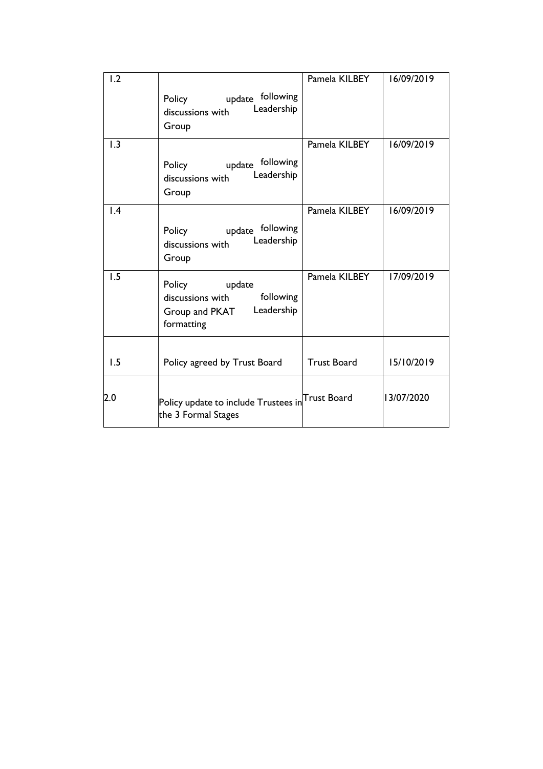| 1.2 | Policy update following discussions with Leadership Group | Pamela KILBEY | 16/09/2019 |
|---|---|---|---|
| 1.3 | Policy update following discussions with Leadership Group | Pamela KILBEY | 16/09/2019 |
| 1.4 | Policy update following discussions with Leadership Group | Pamela KILBEY | 16/09/2019 |
| 1.5 | Policy update following discussions with Leadership Group and PKAT formatting | Pamela KILBEY | 17/09/2019 |
| 1.5 | Policy agreed by Trust Board | Trust Board | 15/10/2019 |
| 2.0 | Policy update to include Trustees in the 3 Formal Stages | Trust Board | 13/07/2020 |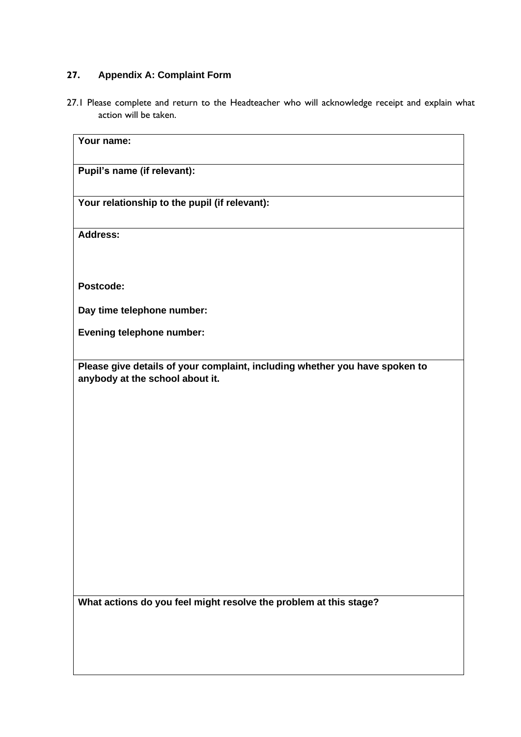## 27. Appendix A: Complaint Form

27.1 Please complete and return to the Headteacher who will acknowledge receipt and explain what action will be taken.

| **Your name:** |
|---|
| **Pupil's name (if relevant):** |
| **Your relationship to the pupil (if relevant):** |
| **Address:**<br><br><br>**Postcode:**<br><br>**Day time telephone number:**<br><br>**Evening telephone number:** |
| **Please give details of your complaint, including whether you have spoken to anybody at the school about it.** |
| **What actions do you feel might resolve the problem at this stage?** |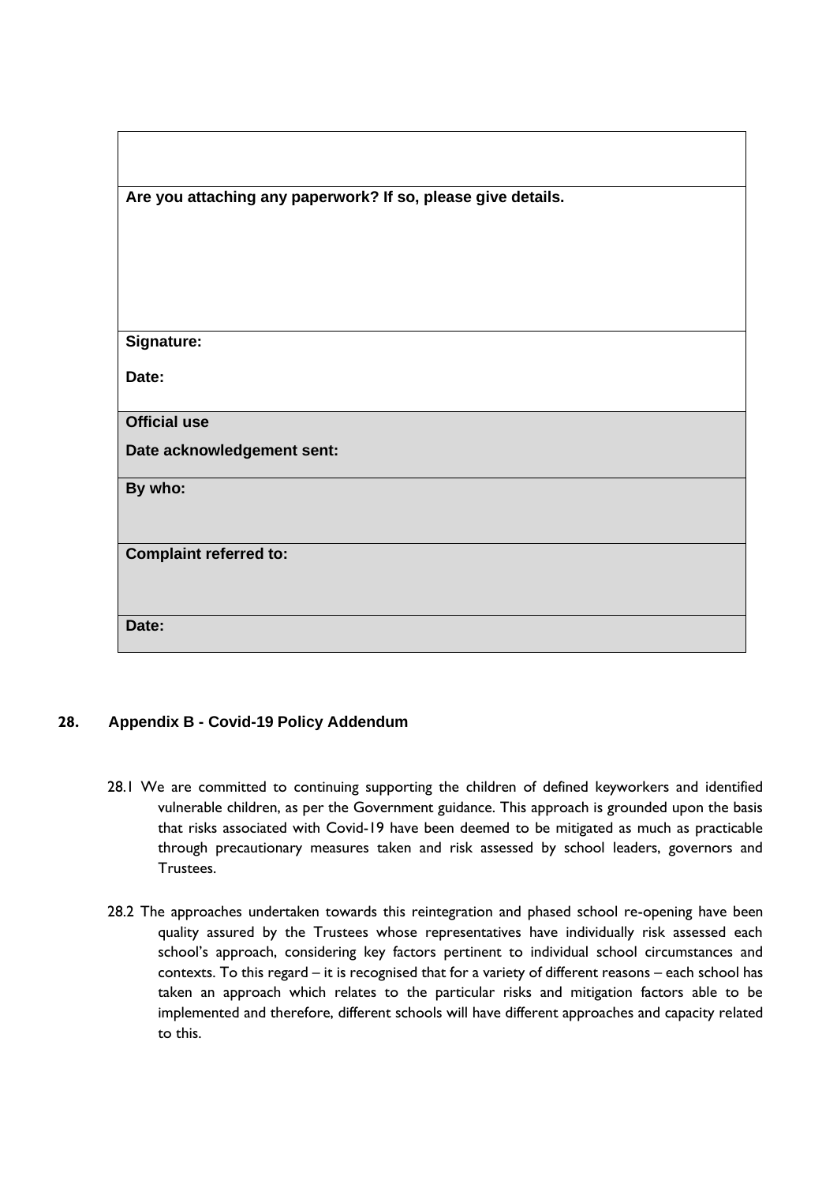| |
|---|
| |
| **Are you attaching any paperwork? If so, please give details.** |
| **Signature:**<br><br>**Date:** |
| **Official use**<br><br>**Date acknowledgement sent:** |
| **By who:** |
| **Complaint referred to:** |
| **Date:** |

## 28. Appendix B - Covid-19 Policy Addendum

28.1 We are committed to continuing supporting the children of defined keyworkers and identified vulnerable children, as per the Government guidance. This approach is grounded upon the basis that risks associated with Covid-19 have been deemed to be mitigated as much as practicable through precautionary measures taken and risk assessed by school leaders, governors and Trustees.

28.2 The approaches undertaken towards this reintegration and phased school re-opening have been quality assured by the Trustees whose representatives have individually risk assessed each school's approach, considering key factors pertinent to individual school circumstances and contexts. To this regard – it is recognised that for a variety of different reasons – each school has taken an approach which relates to the particular risks and mitigation factors able to be implemented and therefore, different schools will have different approaches and capacity related to this.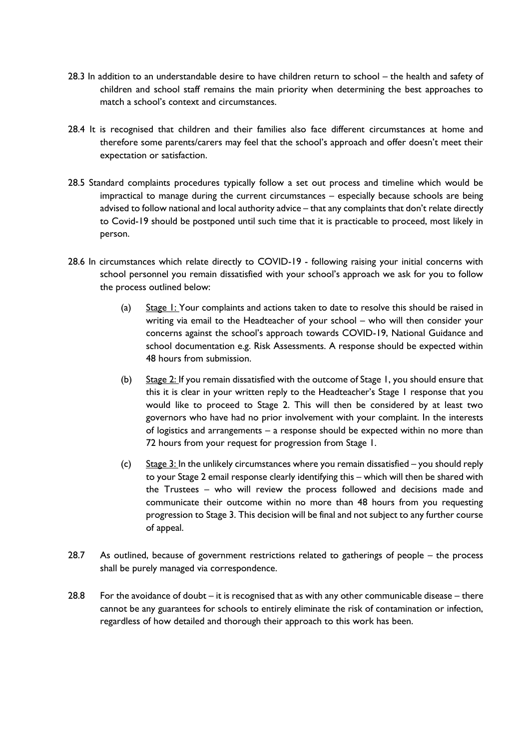28.3 In addition to an understandable desire to have children return to school – the health and safety of children and school staff remains the main priority when determining the best approaches to match a school's context and circumstances.

28.4 It is recognised that children and their families also face different circumstances at home and therefore some parents/carers may feel that the school's approach and offer doesn't meet their expectation or satisfaction.

28.5 Standard complaints procedures typically follow a set out process and timeline which would be impractical to manage during the current circumstances – especially because schools are being advised to follow national and local authority advice – that any complaints that don't relate directly to Covid-19 should be postponed until such time that it is practicable to proceed, most likely in person.

28.6 In circumstances which relate directly to COVID-19 - following raising your initial concerns with school personnel you remain dissatisfied with your school's approach we ask for you to follow the process outlined below:

(a) <u>Stage 1:</u> Your complaints and actions taken to date to resolve this should be raised in writing via email to the Headteacher of your school – who will then consider your concerns against the school's approach towards COVID-19, National Guidance and school documentation e.g. Risk Assessments. A response should be expected within 48 hours from submission.

(b) <u>Stage 2:</u> If you remain dissatisfied with the outcome of Stage 1, you should ensure that this it is clear in your written reply to the Headteacher's Stage 1 response that you would like to proceed to Stage 2. This will then be considered by at least two governors who have had no prior involvement with your complaint. In the interests of logistics and arrangements – a response should be expected within no more than 72 hours from your request for progression from Stage 1.

(c) <u>Stage 3:</u> In the unlikely circumstances where you remain dissatisfied – you should reply to your Stage 2 email response clearly identifying this – which will then be shared with the Trustees – who will review the process followed and decisions made and communicate their outcome within no more than 48 hours from you requesting progression to Stage 3. This decision will be final and not subject to any further course of appeal.

28.7 As outlined, because of government restrictions related to gatherings of people – the process shall be purely managed via correspondence.

28.8 For the avoidance of doubt – it is recognised that as with any other communicable disease – there cannot be any guarantees for schools to entirely eliminate the risk of contamination or infection, regardless of how detailed and thorough their approach to this work has been.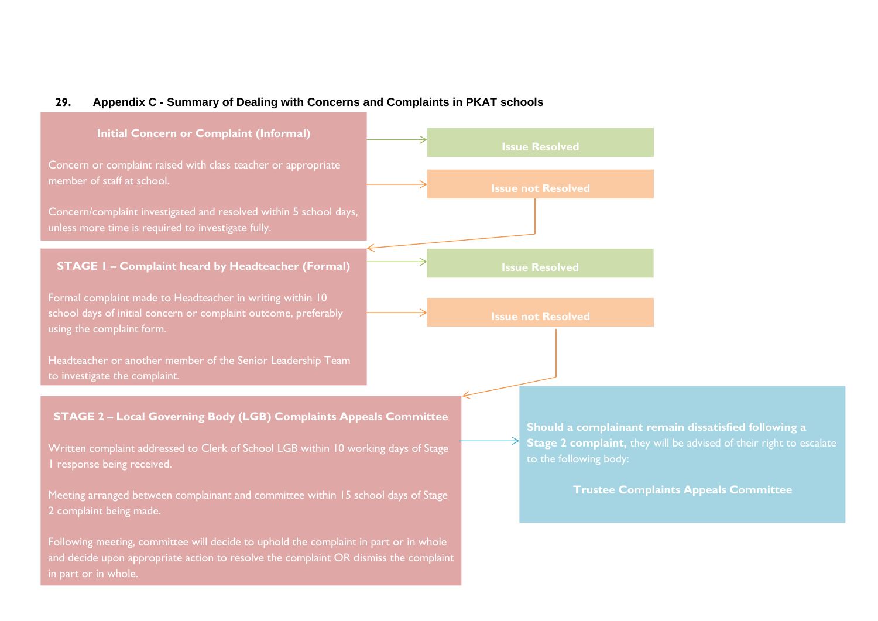## 29. Appendix C - Summary of Dealing with Concerns and Complaints in PKAT schools

**Initial Concern or Complaint (Informal)**

Concern or complaint raised with class teacher or appropriate member of staff at school.

Concern/complaint investigated and resolved within 5 school days, unless more time is required to investigate fully.

→ **Issue Resolved**

→ **Issue not Resolved**

**STAGE 1 – Complaint heard by Headteacher (Formal)**

Formal complaint made to Headteacher in writing within 10 school days of initial concern or complaint outcome, preferably using the complaint form.

Headteacher or another member of the Senior Leadership Team to investigate the complaint.

→ **Issue Resolved**

→ **Issue not Resolved**

**STAGE 2 – Local Governing Body (LGB) Complaints Appeals Committee**

Written complaint addressed to Clerk of School LGB within 10 working days of Stage 1 response being received.

Meeting arranged between complainant and committee within 15 school days of Stage 2 complaint being made.

Following meeting, committee will decide to uphold the complaint in part or in whole and decide upon appropriate action to resolve the complaint OR dismiss the complaint in part or in whole.

→ **Should a complainant remain dissatisfied following a Stage 2 complaint,** they will be advised of their right to escalate to the following body:

**Trustee Complaints Appeals Committee**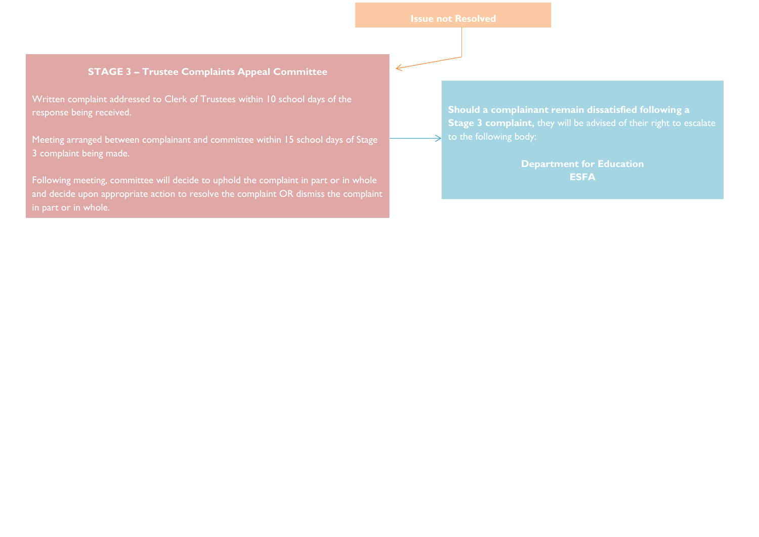**Issue not Resolved**

**STAGE 3 – Trustee Complaints Appeal Committee**

Written complaint addressed to Clerk of Trustees within 10 school days of the response being received.

Meeting arranged between complainant and committee within 15 school days of Stage 3 complaint being made.

Following meeting, committee will decide to uphold the complaint in part or in whole and decide upon appropriate action to resolve the complaint OR dismiss the complaint in part or in whole.

**Should a complainant remain dissatisfied following a Stage 3 complaint,** they will be advised of their right to escalate to the following body:

**Department for Education**
**ESFA**